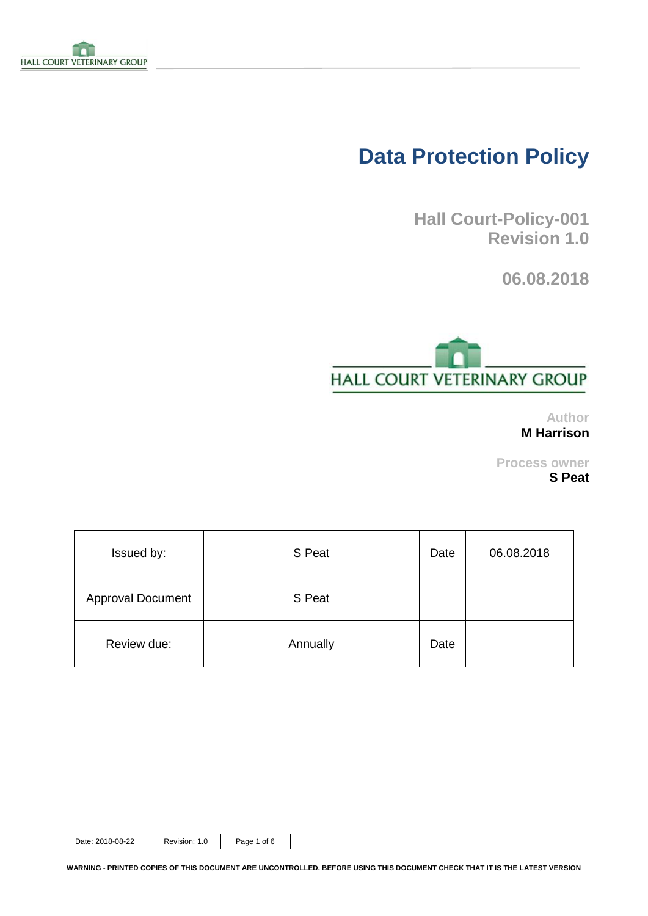# Data Protection Policy

**Hall Court-Policy-001**
**Revision 1.0**

**06.08.2018**

HALL COURT VETERINARY GROUP

Author
**M Harrison**

Process owner
**S Peat**

| Issued by: | S Peat | Date | 06.08.2018 |
|---|---|---|---|
| Approval Document | S Peat | | |
| Review due: | Annually | Date | |

| Date: 2018-08-22 | Revision: 1.0 |
|---|---|

**WARNING - PRINTED COPIES OF THIS DOCUMENT ARE UNCONTROLLED. BEFORE USING THIS DOCUMENT CHECK THAT IT IS THE LATEST VERSION**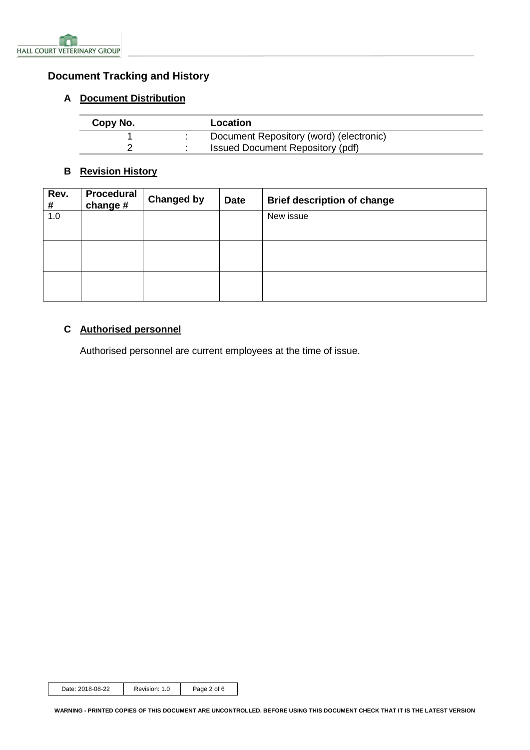## Document Tracking and History

### A Document Distribution

| Copy No. | | Location |
|---|---|---|
| 1 | : | Document Repository (word) (electronic) |
| 2 | : | Issued Document Repository (pdf) |

### B Revision History

| Rev. # | Procedural change # | Changed by | Date | Brief description of change |
|---|---|---|---|---|
| 1.0 | | | | New issue |
| | | | | |
| | | | | |

### C Authorised personnel

Authorised personnel are current employees at the time of issue.

WARNING - PRINTED COPIES OF THIS DOCUMENT ARE UNCONTROLLED. BEFORE USING THIS DOCUMENT CHECK THAT IT IS THE LATEST VERSION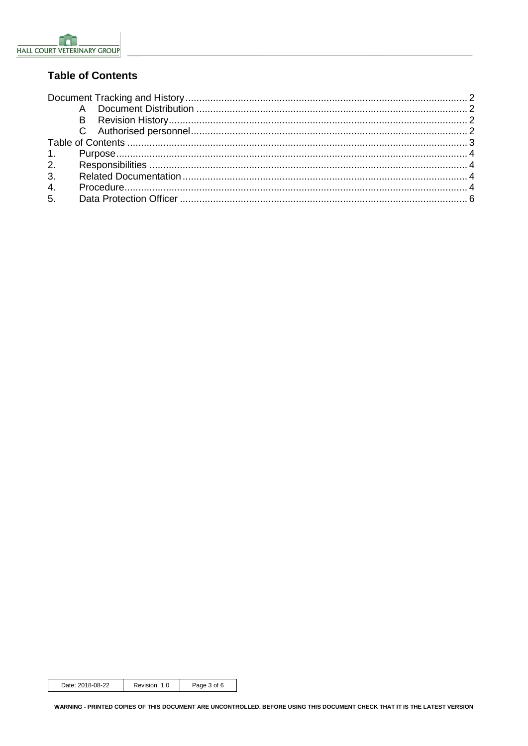## Table of Contents

Document Tracking and History .......... 2

- A Document Distribution .......... 2
- B Revision History .......... 2
- C Authorised personnel .......... 2

Table of Contents .......... 3

1. Purpose .......... 4
2. Responsibilities .......... 4
3. Related Documentation .......... 4
4. Procedure .......... 4
5. Data Protection Officer .......... 6

WARNING - PRINTED COPIES OF THIS DOCUMENT ARE UNCONTROLLED. BEFORE USING THIS DOCUMENT CHECK THAT IT IS THE LATEST VERSION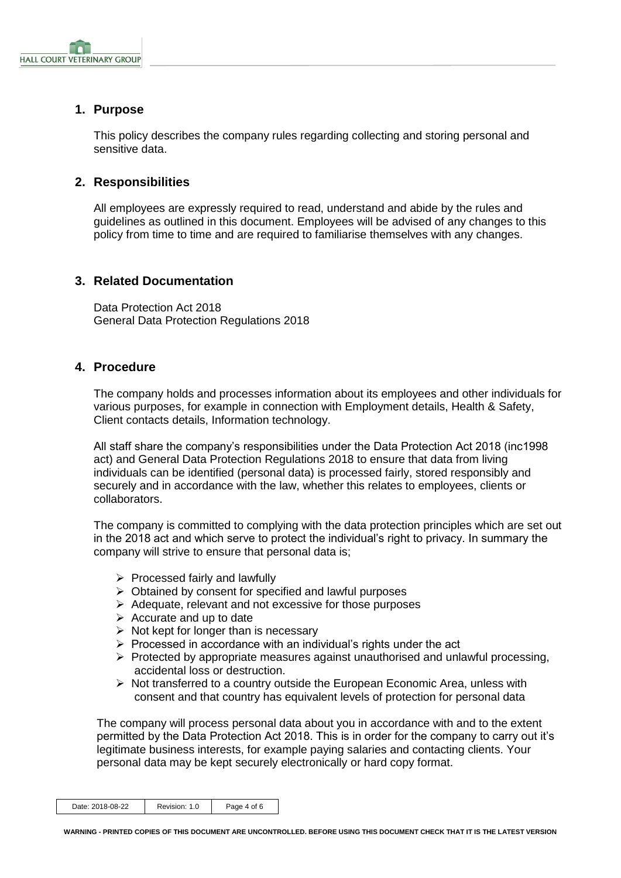## 1. Purpose

This policy describes the company rules regarding collecting and storing personal and sensitive data.

## 2. Responsibilities

All employees are expressly required to read, understand and abide by the rules and guidelines as outlined in this document. Employees will be advised of any changes to this policy from time to time and are required to familiarise themselves with any changes.

## 3. Related Documentation

Data Protection Act 2018
General Data Protection Regulations 2018

## 4. Procedure

The company holds and processes information about its employees and other individuals for various purposes, for example in connection with Employment details, Health & Safety, Client contacts details, Information technology.

All staff share the company's responsibilities under the Data Protection Act 2018 (inc1998 act) and General Data Protection Regulations 2018 to ensure that data from living individuals can be identified (personal data) is processed fairly, stored responsibly and securely and in accordance with the law, whether this relates to employees, clients or collaborators.

The company is committed to complying with the data protection principles which are set out in the 2018 act and which serve to protect the individual's right to privacy. In summary the company will strive to ensure that personal data is;

- Processed fairly and lawfully
- Obtained by consent for specified and lawful purposes
- Adequate, relevant and not excessive for those purposes
- Accurate and up to date
- Not kept for longer than is necessary
- Processed in accordance with an individual's rights under the act
- Protected by appropriate measures against unauthorised and unlawful processing, accidental loss or destruction.
- Not transferred to a country outside the European Economic Area, unless with consent and that country has equivalent levels of protection for personal data

The company will process personal data about you in accordance with and to the extent permitted by the Data Protection Act 2018. This is in order for the company to carry out it's legitimate business interests, for example paying salaries and contacting clients. Your personal data may be kept securely electronically or hard copy format.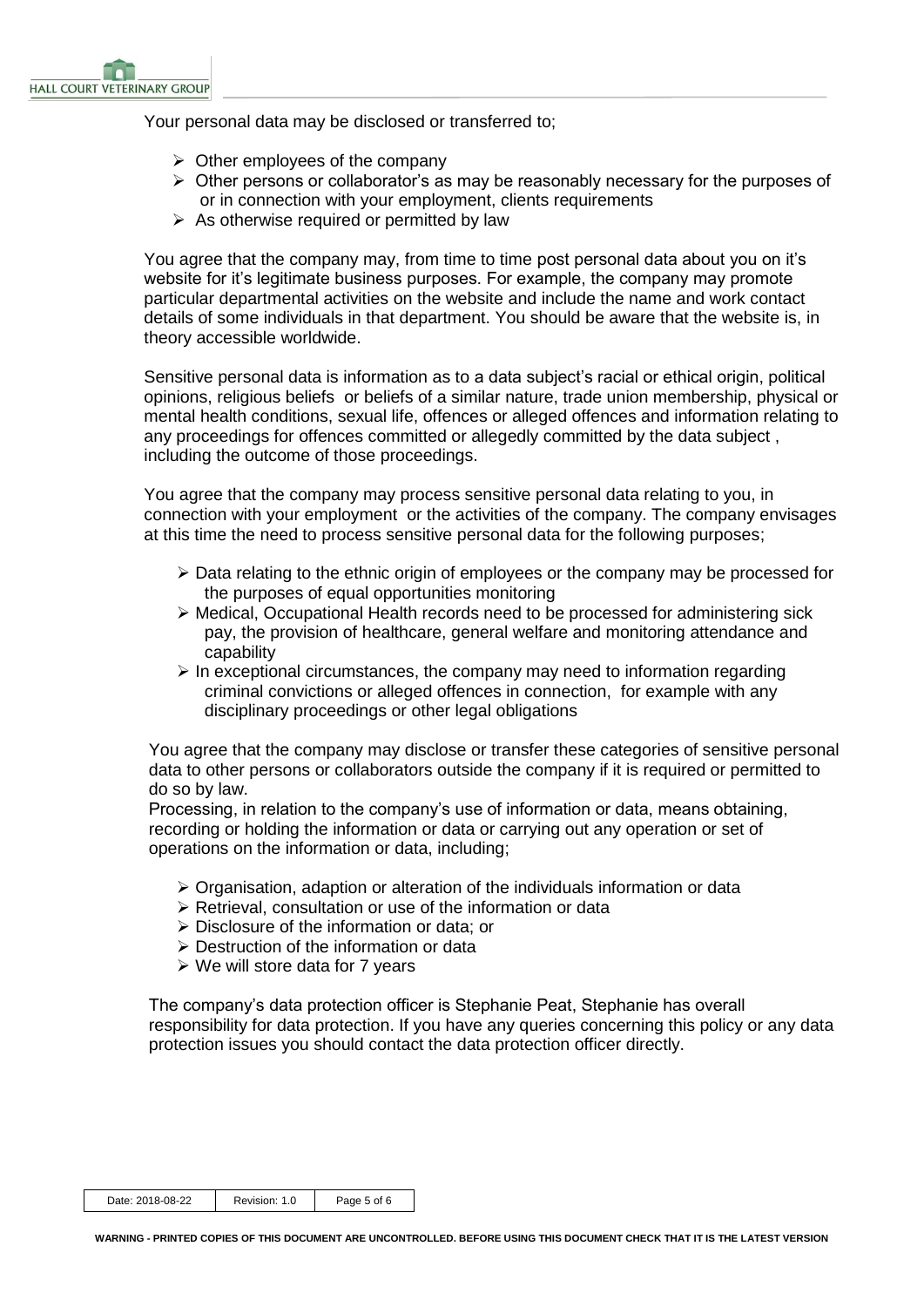Your personal data may be disclosed or transferred to;

- Other employees of the company
- Other persons or collaborator's as may be reasonably necessary for the purposes of or in connection with your employment, clients requirements
- As otherwise required or permitted by law

You agree that the company may, from time to time post personal data about you on it's website for it's legitimate business purposes. For example, the company may promote particular departmental activities on the website and include the name and work contact details of some individuals in that department. You should be aware that the website is, in theory accessible worldwide.

Sensitive personal data is information as to a data subject's racial or ethical origin, political opinions, religious beliefs or beliefs of a similar nature, trade union membership, physical or mental health conditions, sexual life, offences or alleged offences and information relating to any proceedings for offences committed or allegedly committed by the data subject , including the outcome of those proceedings.

You agree that the company may process sensitive personal data relating to you, in connection with your employment or the activities of the company. The company envisages at this time the need to process sensitive personal data for the following purposes;

- Data relating to the ethnic origin of employees or the company may be processed for the purposes of equal opportunities monitoring
- Medical, Occupational Health records need to be processed for administering sick pay, the provision of healthcare, general welfare and monitoring attendance and capability
- In exceptional circumstances, the company may need to information regarding criminal convictions or alleged offences in connection, for example with any disciplinary proceedings or other legal obligations

You agree that the company may disclose or transfer these categories of sensitive personal data to other persons or collaborators outside the company if it is required or permitted to do so by law.
Processing, in relation to the company's use of information or data, means obtaining, recording or holding the information or data or carrying out any operation or set of operations on the information or data, including;

- Organisation, adaption or alteration of the individuals information or data
- Retrieval, consultation or use of the information or data
- Disclosure of the information or data; or
- Destruction of the information or data
- We will store data for 7 years

The company's data protection officer is Stephanie Peat, Stephanie has overall responsibility for data protection. If you have any queries concerning this policy or any data protection issues you should contact the data protection officer directly.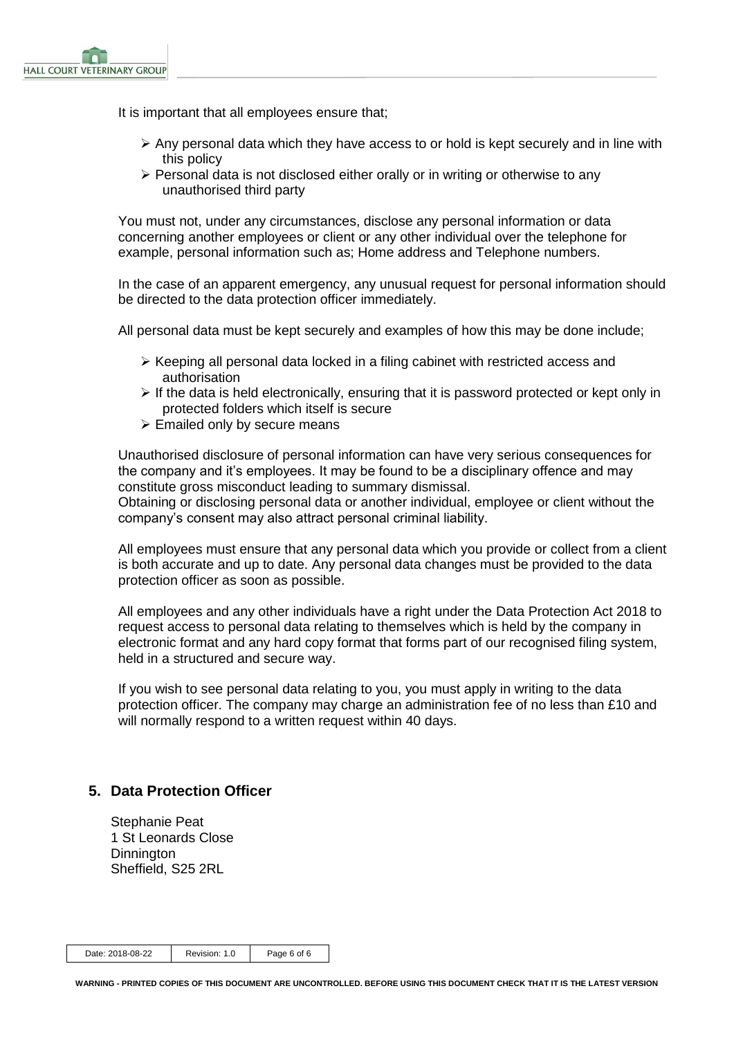It is important that all employees ensure that;

- Any personal data which they have access to or hold is kept securely and in line with this policy
- Personal data is not disclosed either orally or in writing or otherwise to any unauthorised third party

You must not, under any circumstances, disclose any personal information or data concerning another employees or client or any other individual over the telephone for example, personal information such as; Home address and Telephone numbers.

In the case of an apparent emergency, any unusual request for personal information should be directed to the data protection officer immediately.

All personal data must be kept securely and examples of how this may be done include;

- Keeping all personal data locked in a filing cabinet with restricted access and authorisation
- If the data is held electronically, ensuring that it is password protected or kept only in protected folders which itself is secure
- Emailed only by secure means

Unauthorised disclosure of personal information can have very serious consequences for the company and it's employees. It may be found to be a disciplinary offence and may constitute gross misconduct leading to summary dismissal.
Obtaining or disclosing personal data or another individual, employee or client without the company's consent may also attract personal criminal liability.

All employees must ensure that any personal data which you provide or collect from a client is both accurate and up to date. Any personal data changes must be provided to the data protection officer as soon as possible.

All employees and any other individuals have a right under the Data Protection Act 2018 to request access to personal data relating to themselves which is held by the company in electronic format and any hard copy format that forms part of our recognised filing system, held in a structured and secure way.

If you wish to see personal data relating to you, you must apply in writing to the data protection officer. The company may charge an administration fee of no less than £10 and will normally respond to a written request within 40 days.

## 5. Data Protection Officer

Stephanie Peat
1 St Leonards Close
Dinnington
Sheffield, S25 2RL